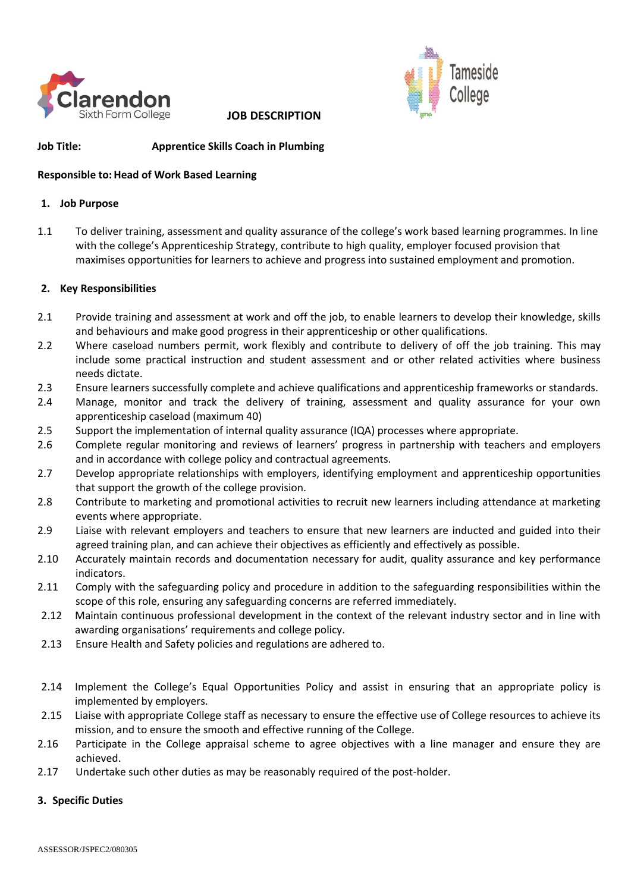# JOB DESCRIPTION

**Job Title:** **Apprentice Skills Coach in Plumbing**

**Responsible to: Head of Work Based Learning**

## 1. Job Purpose

1.1 To deliver training, assessment and quality assurance of the college's work based learning programmes. In line with the college's Apprenticeship Strategy, contribute to high quality, employer focused provision that maximises opportunities for learners to achieve and progress into sustained employment and promotion.

## 2. Key Responsibilities

2.1 Provide training and assessment at work and off the job, to enable learners to develop their knowledge, skills and behaviours and make good progress in their apprenticeship or other qualifications.

2.2 Where caseload numbers permit, work flexibly and contribute to delivery of off the job training. This may include some practical instruction and student assessment and or other related activities where business needs dictate.

2.3 Ensure learners successfully complete and achieve qualifications and apprenticeship frameworks or standards.

2.4 Manage, monitor and track the delivery of training, assessment and quality assurance for your own apprenticeship caseload (maximum 40)

2.5 Support the implementation of internal quality assurance (IQA) processes where appropriate.

2.6 Complete regular monitoring and reviews of learners' progress in partnership with teachers and employers and in accordance with college policy and contractual agreements.

2.7 Develop appropriate relationships with employers, identifying employment and apprenticeship opportunities that support the growth of the college provision.

2.8 Contribute to marketing and promotional activities to recruit new learners including attendance at marketing events where appropriate.

2.9 Liaise with relevant employers and teachers to ensure that new learners are inducted and guided into their agreed training plan, and can achieve their objectives as efficiently and effectively as possible.

2.10 Accurately maintain records and documentation necessary for audit, quality assurance and key performance indicators.

2.11 Comply with the safeguarding policy and procedure in addition to the safeguarding responsibilities within the scope of this role, ensuring any safeguarding concerns are referred immediately.

2.12 Maintain continuous professional development in the context of the relevant industry sector and in line with awarding organisations' requirements and college policy.

2.13 Ensure Health and Safety policies and regulations are adhered to.

2.14 Implement the College's Equal Opportunities Policy and assist in ensuring that an appropriate policy is implemented by employers.

2.15 Liaise with appropriate College staff as necessary to ensure the effective use of College resources to achieve its mission, and to ensure the smooth and effective running of the College.

2.16 Participate in the College appraisal scheme to agree objectives with a line manager and ensure they are achieved.

2.17 Undertake such other duties as may be reasonably required of the post-holder.

## 3. Specific Duties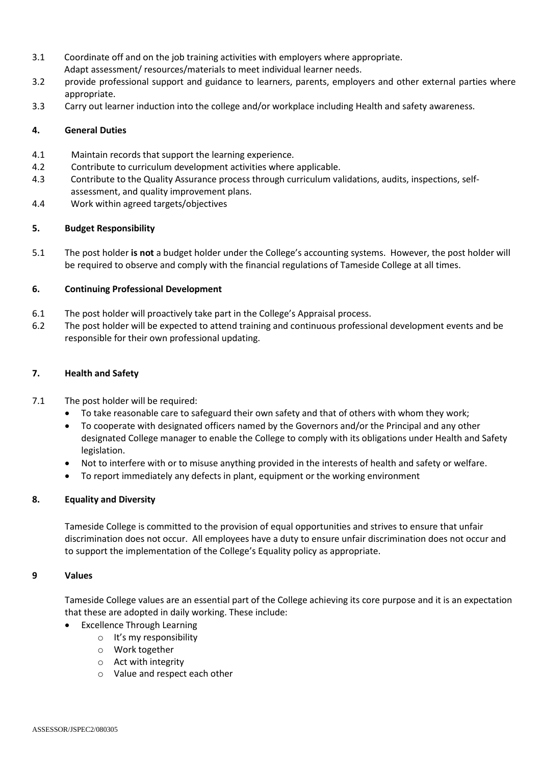3.1 Coordinate off and on the job training activities with employers where appropriate.
Adapt assessment/ resources/materials to meet individual learner needs.

3.2 provide professional support and guidance to learners, parents, employers and other external parties where appropriate.

3.3 Carry out learner induction into the college and/or workplace including Health and safety awareness.

### 4. General Duties

4.1 Maintain records that support the learning experience.

4.2 Contribute to curriculum development activities where applicable.

4.3 Contribute to the Quality Assurance process through curriculum validations, audits, inspections, self-assessment, and quality improvement plans.

4.4 Work within agreed targets/objectives

### 5. Budget Responsibility

5.1 The post holder **is not** a budget holder under the College's accounting systems. However, the post holder will be required to observe and comply with the financial regulations of Tameside College at all times.

### 6. Continuing Professional Development

6.1 The post holder will proactively take part in the College's Appraisal process.

6.2 The post holder will be expected to attend training and continuous professional development events and be responsible for their own professional updating.

### 7. Health and Safety

7.1 The post holder will be required:

- To take reasonable care to safeguard their own safety and that of others with whom they work;
- To cooperate with designated officers named by the Governors and/or the Principal and any other designated College manager to enable the College to comply with its obligations under Health and Safety legislation.
- Not to interfere with or to misuse anything provided in the interests of health and safety or welfare.
- To report immediately any defects in plant, equipment or the working environment

### 8. Equality and Diversity

Tameside College is committed to the provision of equal opportunities and strives to ensure that unfair discrimination does not occur. All employees have a duty to ensure unfair discrimination does not occur and to support the implementation of the College's Equality policy as appropriate.

### 9 Values

Tameside College values are an essential part of the College achieving its core purpose and it is an expectation that these are adopted in daily working. These include:

- Excellence Through Learning
  - It's my responsibility
  - Work together
  - Act with integrity
  - Value and respect each other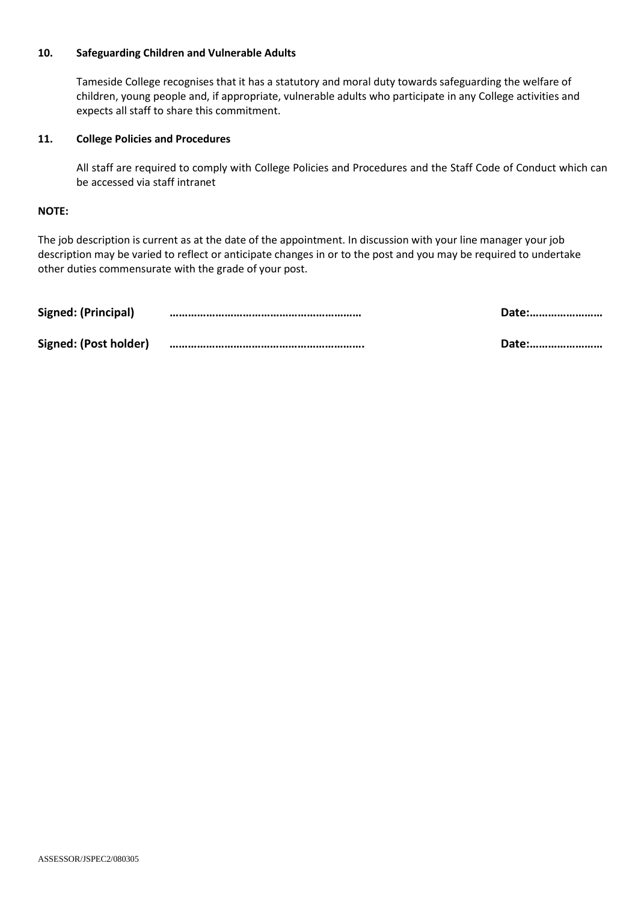**10. Safeguarding Children and Vulnerable Adults**

Tameside College recognises that it has a statutory and moral duty towards safeguarding the welfare of children, young people and, if appropriate, vulnerable adults who participate in any College activities and expects all staff to share this commitment.

**11. College Policies and Procedures**

All staff are required to comply with College Policies and Procedures and the Staff Code of Conduct which can be accessed via staff intranet

**NOTE:**

The job description is current as at the date of the appointment. In discussion with your line manager your job description may be varied to reflect or anticipate changes in or to the post and you may be required to undertake other duties commensurate with the grade of your post.

**Signed: (Principal)** ……………………………………………………… **Date:……………………**

**Signed: (Post holder)** ………………………………………………………. **Date:……………………**

ASSESSOR/JSPEC2/080305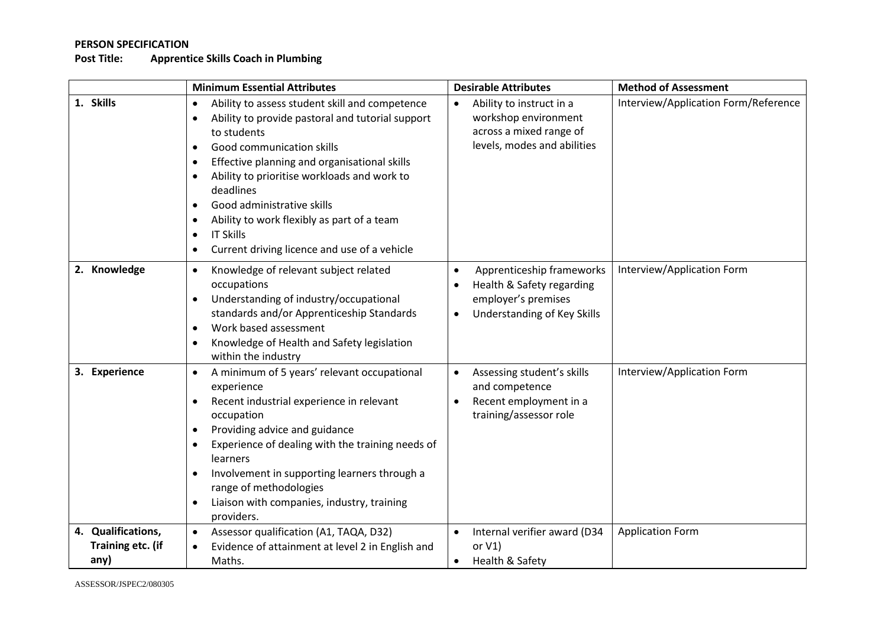**PERSON SPECIFICATION**

**Post Title: Apprentice Skills Coach in Plumbing**

| | Minimum Essential Attributes | Desirable Attributes | Method of Assessment |
|---|---|---|---|
| 1. **Skills** | • Ability to assess student skill and competence<br>• Ability to provide pastoral and tutorial support to students<br>• Good communication skills<br>• Effective planning and organisational skills<br>• Ability to prioritise workloads and work to deadlines<br>• Good administrative skills<br>• Ability to work flexibly as part of a team<br>• IT Skills<br>• Current driving licence and use of a vehicle | • Ability to instruct in a workshop environment across a mixed range of levels, modes and abilities | Interview/Application Form/Reference |
| 2. **Knowledge** | • Knowledge of relevant subject related occupations<br>• Understanding of industry/occupational standards and/or Apprenticeship Standards<br>• Work based assessment<br>• Knowledge of Health and Safety legislation within the industry | • Apprenticeship frameworks<br>• Health & Safety regarding employer's premises<br>• Understanding of Key Skills | Interview/Application Form |
| 3. **Experience** | • A minimum of 5 years' relevant occupational experience<br>• Recent industrial experience in relevant occupation<br>• Providing advice and guidance<br>• Experience of dealing with the training needs of learners<br>• Involvement in supporting learners through a range of methodologies<br>• Liaison with companies, industry, training providers. | • Assessing student's skills and competence<br>• Recent employment in a training/assessor role | Interview/Application Form |
| 4. **Qualifications, Training etc. (if any)** | • Assessor qualification (A1, TAQA, D32)<br>• Evidence of attainment at level 2 in English and Maths. | • Internal verifier award (D34 or V1)<br>• Health & Safety | Application Form |

ASSESSOR/JSPEC2/080305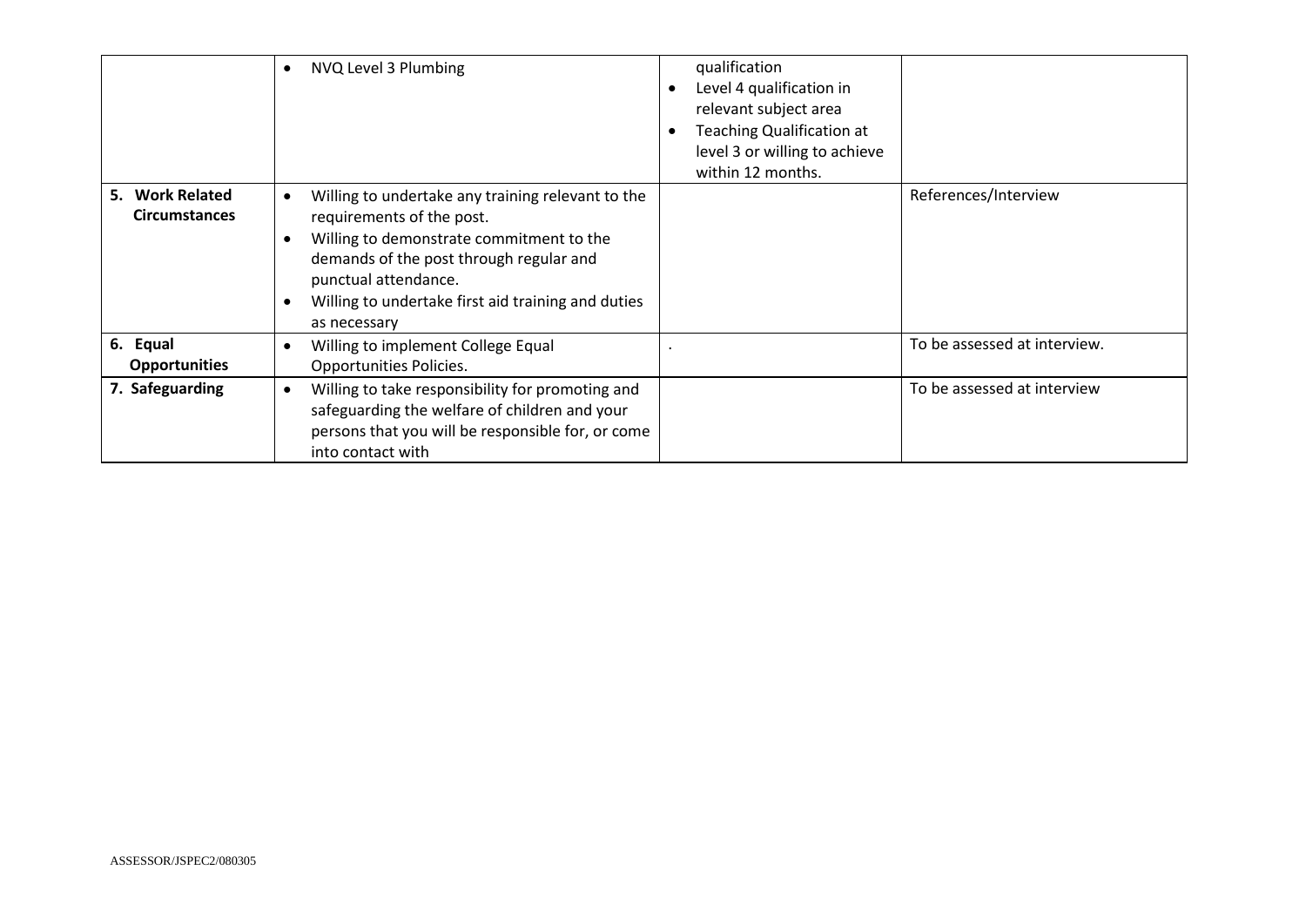| | | | |
|---|---|---|---|
| | • NVQ Level 3 Plumbing | qualification<br>• Level 4 qualification in relevant subject area<br>• Teaching Qualification at level 3 or willing to achieve within 12 months. | |
| **5. Work Related Circumstances** | • Willing to undertake any training relevant to the requirements of the post.<br>• Willing to demonstrate commitment to the demands of the post through regular and punctual attendance.<br>• Willing to undertake first aid training and duties as necessary | | References/Interview |
| **6. Equal Opportunities** | • Willing to implement College Equal Opportunities Policies. | . | To be assessed at interview. |
| **7. Safeguarding** | • Willing to take responsibility for promoting and safeguarding the welfare of children and your persons that you will be responsible for, or come into contact with | | To be assessed at interview |

ASSESSOR/JSPEC2/080305